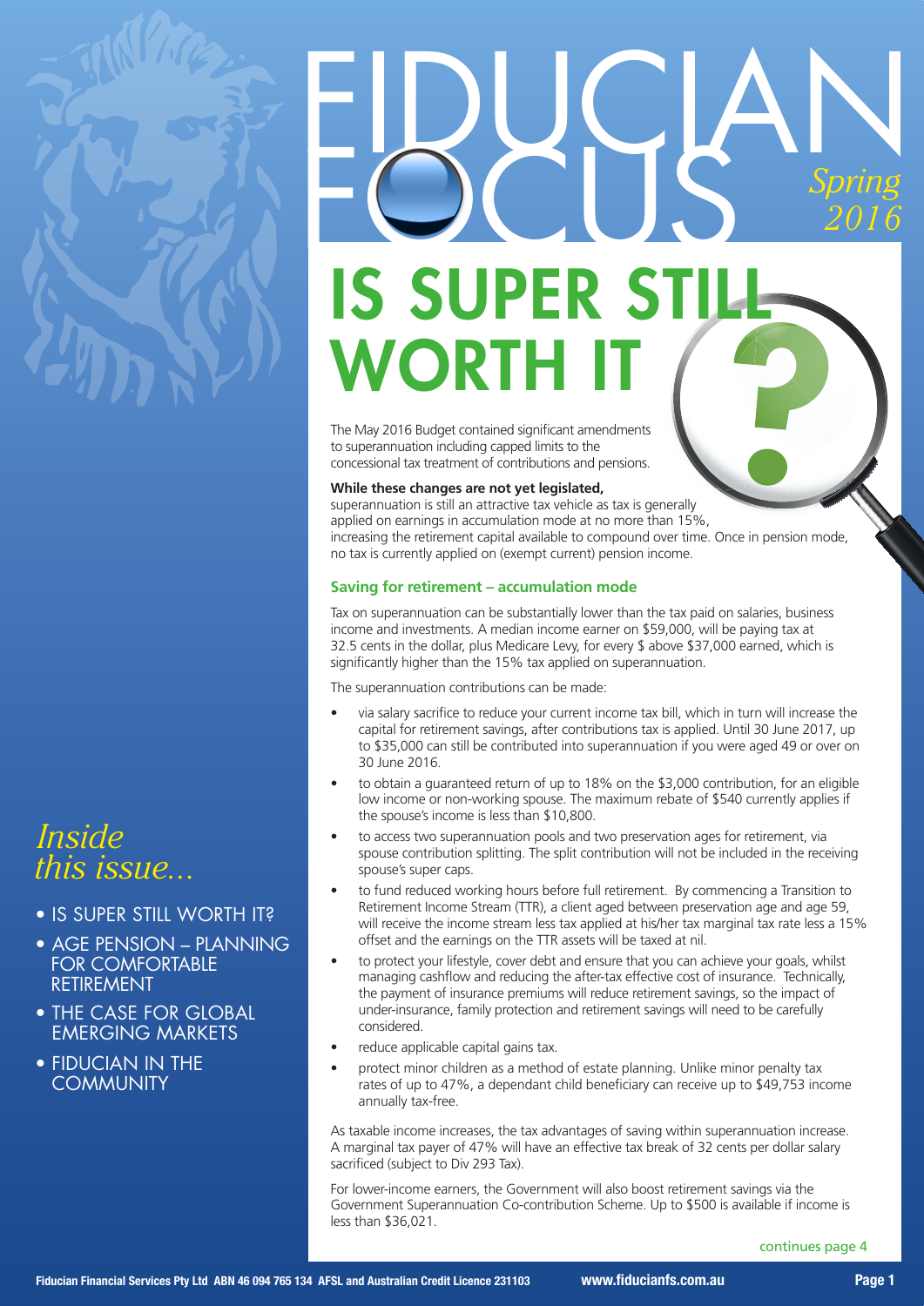# FIDUCIAN FOCUS

*Spring 2016*

# IS SUPER STILL WORTH IT?

The May 2016 Budget contained significant amendments to superannuation including capped limits to the concessional tax treatment of contributions and pensions.

**While these changes are not yet legislated,** superannuation is still an attractive tax vehicle as tax is generally applied on earnings in accumulation mode at no more than 15%, increasing the retirement capital available to compound over time. Once in pension mode, no tax is currently applied on (exempt current) pension income.

## Saving for retirement – accumulation mode

Tax on superannuation can be substantially lower than the tax paid on salaries, business income and investments. A median income earner on $59,000, will be paying tax at 32.5 cents in the dollar, plus Medicare Levy, for every $ above $37,000 earned, which is significantly higher than the 15% tax applied on superannuation.

The superannuation contributions can be made:

- via salary sacrifice to reduce your current income tax bill, which in turn will increase the capital for retirement savings, after contributions tax is applied. Until 30 June 2017, up to $35,000 can still be contributed into superannuation if you were aged 49 or over on 30 June 2016.
- to obtain a guaranteed return of up to 18% on the $3,000 contribution, for an eligible low income or non-working spouse. The maximum rebate of $540 currently applies if the spouse's income is less than $10,800.
- to access two superannuation pools and two preservation ages for retirement, via spouse contribution splitting. The split contribution will not be included in the receiving spouse's super caps.
- to fund reduced working hours before full retirement. By commencing a Transition to Retirement Income Stream (TTR), a client aged between preservation age and age 59, will receive the income stream less tax applied at his/her tax marginal tax rate less a 15% offset and the earnings on the TTR assets will be taxed at nil.
- to protect your lifestyle, cover debt and ensure that you can achieve your goals, whilst managing cashflow and reducing the after-tax effective cost of insurance. Technically, the payment of insurance premiums will reduce retirement savings, so the impact of under-insurance, family protection and retirement savings will need to be carefully considered.
- reduce applicable capital gains tax.
- protect minor children as a method of estate planning. Unlike minor penalty tax rates of up to 47%, a dependant child beneficiary can receive up to $49,753 income annually tax-free.

As taxable income increases, the tax advantages of saving within superannuation increase. A marginal tax payer of 47% will have an effective tax break of 32 cents per dollar salary sacrificed (subject to Div 293 Tax).

For lower-income earners, the Government will also boost retirement savings via the Government Superannuation Co-contribution Scheme. Up to $500 is available if income is less than $36,021.

continues page 4

*Inside this issue...*

- IS SUPER STILL WORTH IT?
- AGE PENSION – PLANNING FOR COMFORTABLE RETIREMENT
- THE CASE FOR GLOBAL EMERGING MARKETS
- FIDUCIAN IN THE COMMUNITY

Fiducian Financial Services Pty Ltd ABN 46 094 765 134 AFSL and Australian Credit Licence 231103 www.fiducianfs.com.au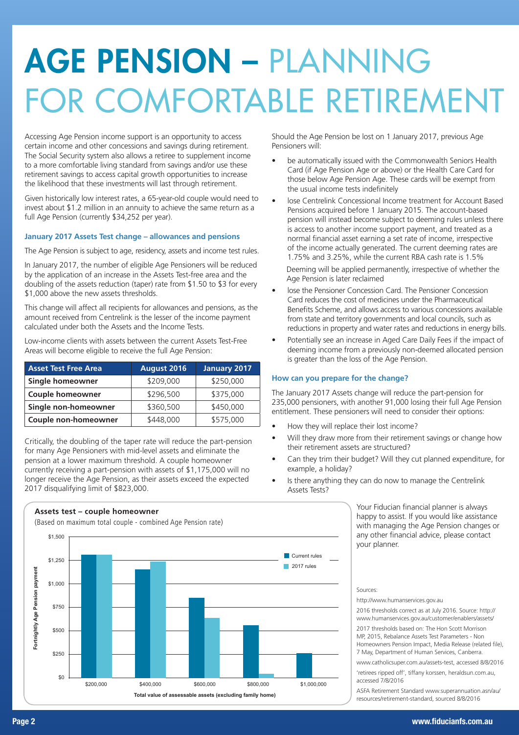# AGE PENSION – PLANNING FOR COMFORTABLE RETIREMENT

Accessing Age Pension income support is an opportunity to access certain income and other concessions and savings during retirement. The Social Security system also allows a retiree to supplement income to a more comfortable living standard from savings and/or use these retirement savings to access capital growth opportunities to increase the likelihood that these investments will last through retirement.

Given historically low interest rates, a 65-year-old couple would need to invest about $1.2 million in an annuity to achieve the same return as a full Age Pension (currently $34,252 per year).

### January 2017 Assets Test change – allowances and pensions

The Age Pension is subject to age, residency, assets and income test rules.

In January 2017, the number of eligible Age Pensioners will be reduced by the application of an increase in the Assets Test-free area and the doubling of the assets reduction (taper) rate from $1.50 to $3 for every $1,000 above the new assets thresholds.

This change will affect all recipients for allowances and pensions, as the amount received from Centrelink is the lesser of the income payment calculated under both the Assets and the Income Tests.

Low-income clients with assets between the current Assets Test-Free Areas will become eligible to receive the full Age Pension:

| Asset Test Free Area | August 2016 | January 2017 |
|---|---|---|
| **Single homeowner** | $209,000 | $250,000 |
| **Couple homeowner** | $296,500 | $375,000 |
| **Single non-homeowner** | $360,500 | $450,000 |
| **Couple non-homeowner** | $448,000 | $575,000 |

Critically, the doubling of the taper rate will reduce the part-pension for many Age Pensioners with mid-level assets and eliminate the pension at a lower maximum threshold. A couple homeowner currently receiving a part-pension with assets of $1,175,000 will no longer receive the Age Pension, as their assets exceed the expected 2017 disqualifying limit of $823,000.

**Assets test – couple homeowner**

(Based on maximum total couple - combined Age Pension rate)

| Total value of assessable assets (excluding family home) | Current rules (fortnightly) | 2017 rules (fortnightly) |
|---|---|---|
| $200,000 | ~$1,300 | ~$1,300 |
| $400,000 | ~$1,150 | ~$1,230 |
| $600,000 | ~$850 | ~$630 |
| $800,000 | ~$550 | ~$40 |
| $1,000,000 | ~$250 | $0 |

Should the Age Pension be lost on 1 January 2017, previous Age Pensioners will:

- be automatically issued with the Commonwealth Seniors Health Card (if Age Pension Age or above) or the Health Care Card for those below Age Pension Age. These cards will be exempt from the usual income tests indefinitely
- lose Centrelink Concessional Income treatment for Account Based Pensions acquired before 1 January 2015. The account-based pension will instead become subject to deeming rules unless there is access to another income support payment, and treated as a normal financial asset earning a set rate of income, irrespective of the income actually generated. The current deeming rates are 1.75% and 3.25%, while the current RBA cash rate is 1.5%

  Deeming will be applied permanently, irrespective of whether the Age Pension is later reclaimed
- lose the Pensioner Concession Card. The Pensioner Concession Card reduces the cost of medicines under the Pharmaceutical Benefits Scheme, and allows access to various concessions available from state and territory governments and local councils, such as reductions in property and water rates and reductions in energy bills.
- Potentially see an increase in Aged Care Daily Fees if the impact of deeming income from a previously non-deemed allocated pension is greater than the loss of the Age Pension.

### How can you prepare for the change?

The January 2017 Assets change will reduce the part-pension for 235,000 pensioners, with another 91,000 losing their full Age Pension entitlement. These pensioners will need to consider their options:

- How they will replace their lost income?
- Will they draw more from their retirement savings or change how their retirement assets are structured?
- Can they trim their budget? Will they cut planned expenditure, for example, a holiday?
- Is there anything they can do now to manage the Centrelink Assets Tests?

Your Fiducian financial planner is always happy to assist. If you would like assistance with managing the Age Pension changes or any other financial advice, please contact your planner.

Sources:

http://www.humanservices.gov.au

2016 thresholds correct as at July 2016. Source: http://www.humanservices.gov.au/customer/enablers/assets/

2017 thresholds based on: The Hon Scott Morrison MP, 2015, Rebalance Assets Test Parameters - Non Homeowners Pension Impact, Media Release (related file), 7 May, Department of Human Services, Canberra.

www.catholicsuper.com.au/assets-test, accessed 8/8/2016

'retirees ripped off', tiffany korssen, heraldsun.com.au, accessed 7/8/2016

ASFA Retirement Standard www.superannuation.asn/au/resources/retirement-standard, sourced 8/8/2016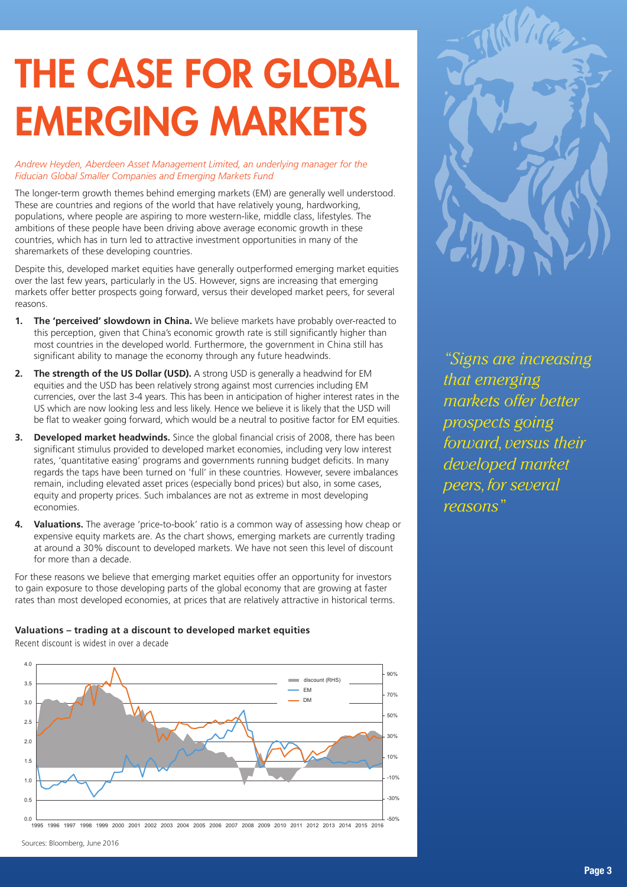# THE CASE FOR GLOBAL EMERGING MARKETS

*Andrew Heyden, Aberdeen Asset Management Limited, an underlying manager for the Fiducian Global Smaller Companies and Emerging Markets Fund*

The longer-term growth themes behind emerging markets (EM) are generally well understood. These are countries and regions of the world that have relatively young, hardworking, populations, where people are aspiring to more western-like, middle class, lifestyles. The ambitions of these people have been driving above average economic growth in these countries, which has in turn led to attractive investment opportunities in many of the sharemarkets of these developing countries.

Despite this, developed market equities have generally outperformed emerging market equities over the last few years, particularly in the US. However, signs are increasing that emerging markets offer better prospects going forward, versus their developed market peers, for several reasons.

1. **The 'perceived' slowdown in China.** We believe markets have probably over-reacted to this perception, given that China's economic growth rate is still significantly higher than most countries in the developed world. Furthermore, the government in China still has significant ability to manage the economy through any future headwinds.
2. **The strength of the US Dollar (USD).** A strong USD is generally a headwind for EM equities and the USD has been relatively strong against most currencies including EM currencies, over the last 3-4 years. This has been in anticipation of higher interest rates in the US which are now looking less and less likely. Hence we believe it is likely that the USD will be flat to weaker going forward, which would be a neutral to positive factor for EM equities.
3. **Developed market headwinds.** Since the global financial crisis of 2008, there has been significant stimulus provided to developed market economies, including very low interest rates, 'quantitative easing' programs and governments running budget deficits. In many regards the taps have been turned on 'full' in these countries. However, severe imbalances remain, including elevated asset prices (especially bond prices) but also, in some cases, equity and property prices. Such imbalances are not as extreme in most developing economies.
4. **Valuations.** The average 'price-to-book' ratio is a common way of assessing how cheap or expensive equity markets are. As the chart shows, emerging markets are currently trading at around a 30% discount to developed markets. We have not seen this level of discount for more than a decade.

For these reasons we believe that emerging market equities offer an opportunity for investors to gain exposure to those developing parts of the global economy that are growing at faster rates than most developed economies, at prices that are relatively attractive in historical terms.

*"Signs are increasing that emerging markets offer better prospects going forward, versus their developed market peers, for several reasons"*

**Valuations – trading at a discount to developed market equities**

Recent discount is widest in over a decade

Sources: Bloomberg, June 2016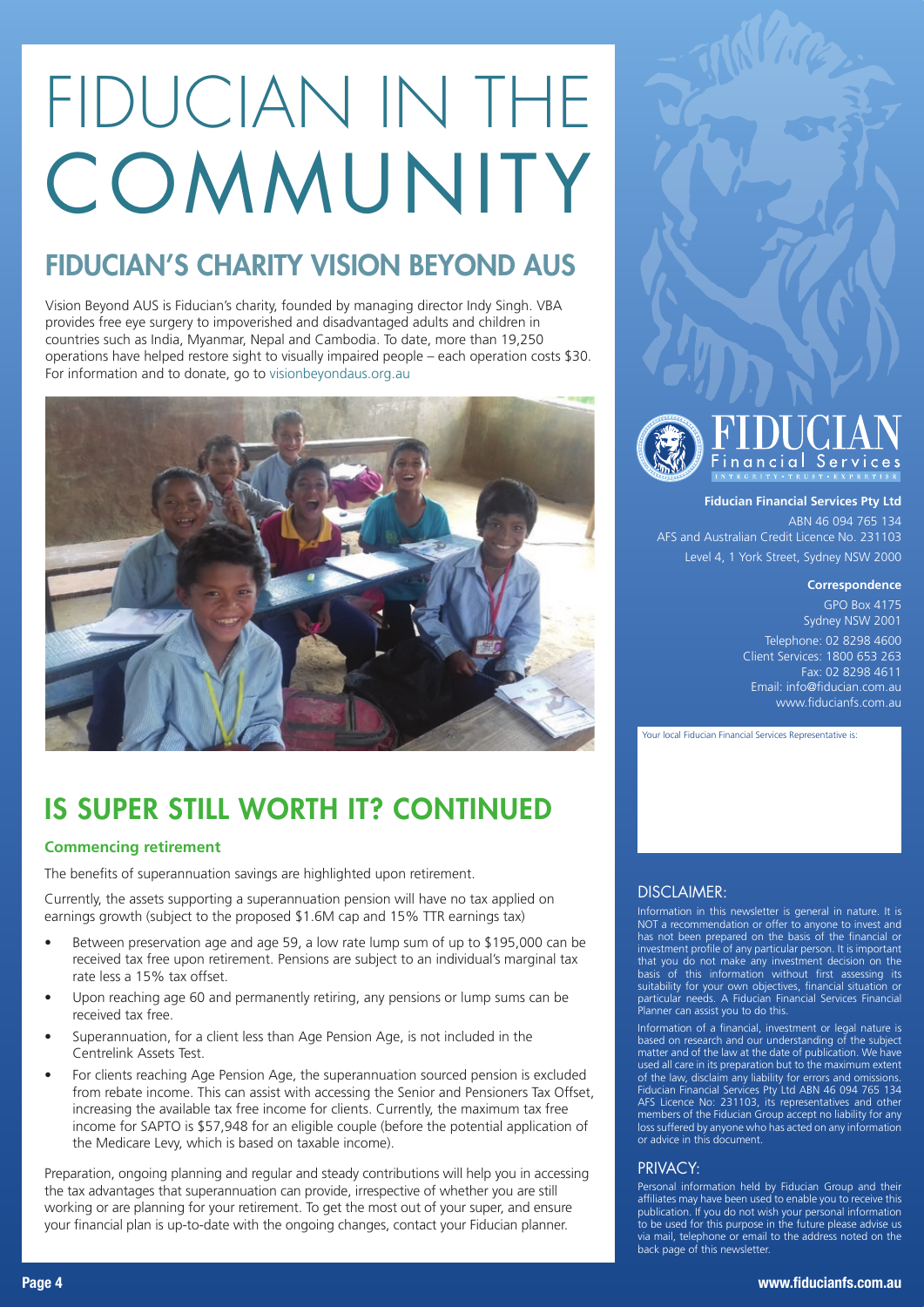# FIDUCIAN IN THE COMMUNITY

## FIDUCIAN'S CHARITY VISION BEYOND AUS

Vision Beyond AUS is Fiducian's charity, founded by managing director Indy Singh. VBA provides free eye surgery to impoverished and disadvantaged adults and children in countries such as India, Myanmar, Nepal and Cambodia. To date, more than 19,250 operations have helped restore sight to visually impaired people – each operation costs $30. For information and to donate, go to visionbeyondaus.org.au

## IS SUPER STILL WORTH IT? CONTINUED

### Commencing retirement

The benefits of superannuation savings are highlighted upon retirement.

Currently, the assets supporting a superannuation pension will have no tax applied on earnings growth (subject to the proposed $1.6M cap and 15% TTR earnings tax)

- Between preservation age and age 59, a low rate lump sum of up to $195,000 can be received tax free upon retirement. Pensions are subject to an individual's marginal tax rate less a 15% tax offset.
- Upon reaching age 60 and permanently retiring, any pensions or lump sums can be received tax free.
- Superannuation, for a client less than Age Pension Age, is not included in the Centrelink Assets Test.
- For clients reaching Age Pension Age, the superannuation sourced pension is excluded from rebate income. This can assist with accessing the Senior and Pensioners Tax Offset, increasing the available tax free income for clients. Currently, the maximum tax free income for SAPTO is $57,948 for an eligible couple (before the potential application of the Medicare Levy, which is based on taxable income).

Preparation, ongoing planning and regular and steady contributions will help you in accessing the tax advantages that superannuation can provide, irrespective of whether you are still working or are planning for your retirement. To get the most out of your super, and ensure your financial plan is up-to-date with the ongoing changes, contact your Fiducian planner.

FIDUCIAN Financial Services
INTEGRITY • TRUST • EXPERTISE

**Fiducian Financial Services Pty Ltd**
ABN 46 094 765 134
AFS and Australian Credit Licence No. 231103
Level 4, 1 York Street, Sydney NSW 2000

**Correspondence**
GPO Box 4175
Sydney NSW 2001
Telephone: 02 8298 4600
Client Services: 1800 653 263
Fax: 02 8298 4611
Email: info@fiducian.com.au
www.fiducianfs.com.au

Your local Fiducian Financial Services Representative is:

### DISCLAIMER:

Information in this newsletter is general in nature. It is NOT a recommendation or offer to anyone to invest and has not been prepared on the basis of the financial or investment profile of any particular person. It is important that you do not make any investment decision on the basis of this information without first assessing its suitability for your own objectives, financial situation or particular needs. A Fiducian Financial Services Financial Planner can assist you to do this.

Information of a financial, investment or legal nature is based on research and our understanding of the subject matter and of the law at the date of publication. We have used all care in its preparation but to the maximum extent of the law, disclaim any liability for errors and omissions. Fiducian Financial Services Pty Ltd ABN 46 094 765 134 AFS Licence No: 231103, its representatives and other members of the Fiducian Group accept no liability for any loss suffered by anyone who has acted on any information or advice in this document.

### PRIVACY:

Personal information held by Fiducian Group and their affiliates may have been used to enable you to receive this publication. If you do not wish your personal information to be used for this purpose in the future please advise us via mail, telephone or email to the address noted on the back page of this newsletter.